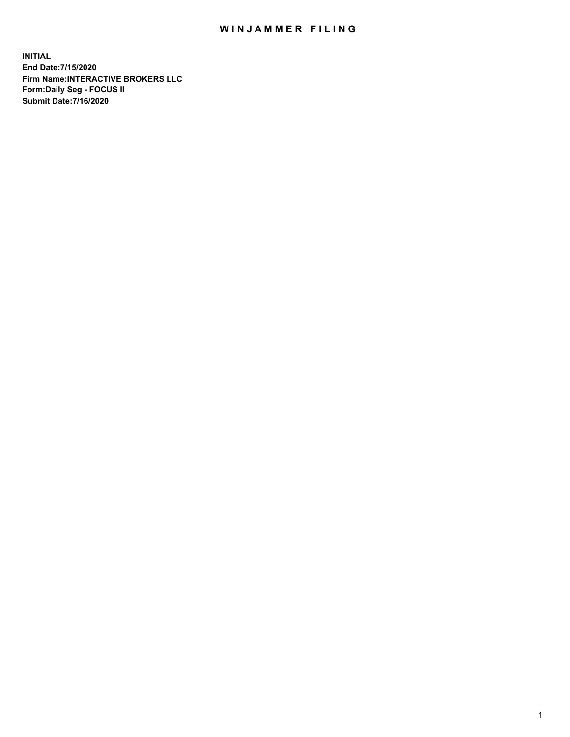# WINJAMMER FILING

**INITIAL**
**End Date:7/15/2020**
**Firm Name:INTERACTIVE BROKERS LLC**
**Form:Daily Seg - FOCUS II**
**Submit Date:7/16/2020**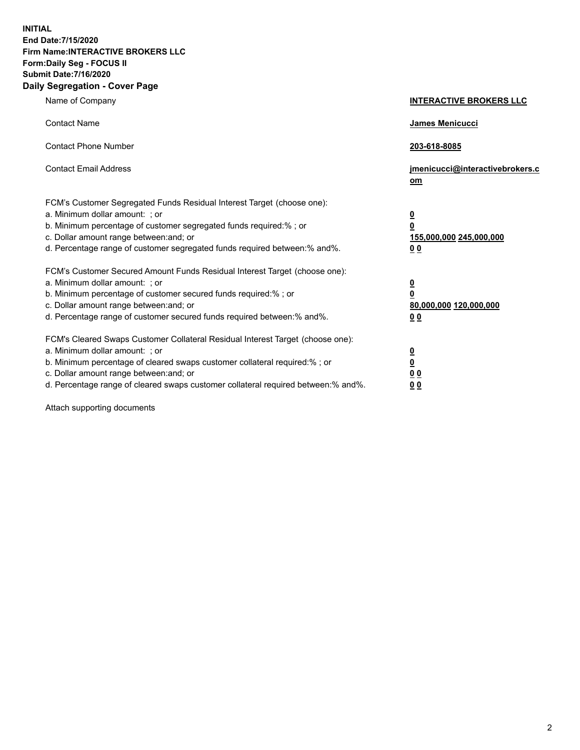**INITIAL**
**End Date:7/15/2020**
**Firm Name:INTERACTIVE BROKERS LLC**
**Form:Daily Seg - FOCUS II**
**Submit Date:7/16/2020**
**Daily Segregation - Cover Page**

| | |
|---|---|
| Name of Company | **INTERACTIVE BROKERS LLC** |
| Contact Name | **James Menicucci** |
| Contact Phone Number | **203-618-8085** |
| Contact Email Address | **jmenicucci@interactivebrokers.com** |

FCM's Customer Segregated Funds Residual Interest Target (choose one):

| | |
|---|---|
| a. Minimum dollar amount: ; or | **0** |
| b. Minimum percentage of customer segregated funds required:% ; or | **0** |
| c. Dollar amount range between:and; or | **155,000,000 245,000,000** |
| d. Percentage range of customer segregated funds required between:% and%. | **0 0** |

FCM's Customer Secured Amount Funds Residual Interest Target (choose one):

| | |
|---|---|
| a. Minimum dollar amount: ; or | **0** |
| b. Minimum percentage of customer secured funds required:% ; or | **0** |
| c. Dollar amount range between:and; or | **80,000,000 120,000,000** |
| d. Percentage range of customer secured funds required between:% and%. | **0 0** |

FCM's Cleared Swaps Customer Collateral Residual Interest Target (choose one):

| | |
|---|---|
| a. Minimum dollar amount: ; or | **0** |
| b. Minimum percentage of cleared swaps customer collateral required:% ; or | **0** |
| c. Dollar amount range between:and; or | **0 0** |
| d. Percentage range of cleared swaps customer collateral required between:% and%. | **0 0** |

Attach supporting documents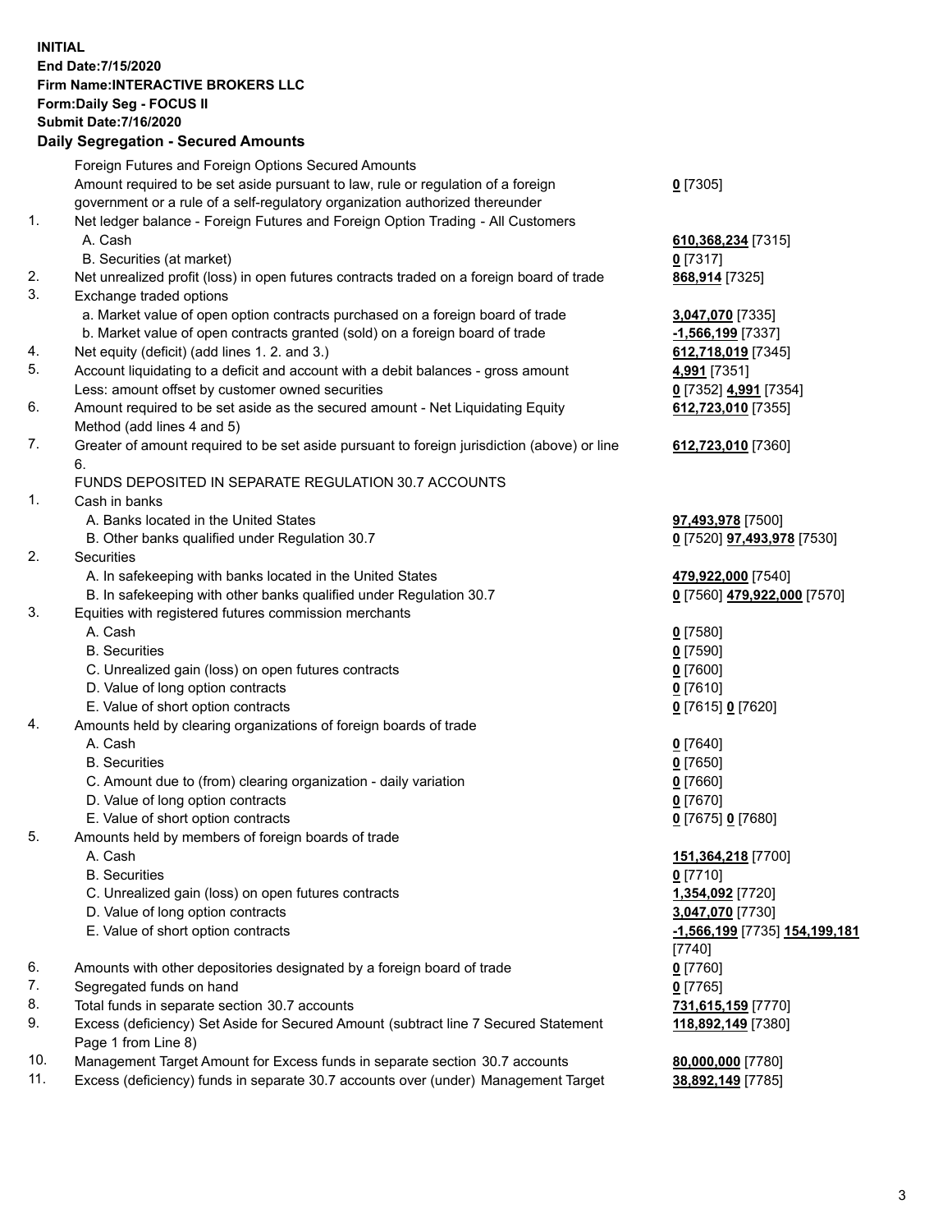**INITIAL**
**End Date:7/15/2020**
**Firm Name:INTERACTIVE BROKERS LLC**
**Form:Daily Seg - FOCUS II**
**Submit Date:7/16/2020**

## Daily Segregation - Secured Amounts

| | | |
|---|---|---|
| | Foreign Futures and Foreign Options Secured Amounts | |
| | Amount required to be set aside pursuant to law, rule or regulation of a foreign government or a rule of a self-regulatory organization authorized thereunder | **0** [7305] |
| 1. | Net ledger balance - Foreign Futures and Foreign Option Trading - All Customers | |
| | A. Cash | **610,368,234** [7315] |
| | B. Securities (at market) | **0** [7317] |
| 2. | Net unrealized profit (loss) in open futures contracts traded on a foreign board of trade | **868,914** [7325] |
| 3. | Exchange traded options | |
| | a. Market value of open option contracts purchased on a foreign board of trade | **3,047,070** [7335] |
| | b. Market value of open contracts granted (sold) on a foreign board of trade | **-1,566,199** [7337] |
| 4. | Net equity (deficit) (add lines 1. 2. and 3.) | **612,718,019** [7345] |
| 5. | Account liquidating to a deficit and account with a debit balances - gross amount | **4,991** [7351] |
| | Less: amount offset by customer owned securities | **0** [7352] **4,991** [7354] |
| 6. | Amount required to be set aside as the secured amount - Net Liquidating Equity Method (add lines 4 and 5) | **612,723,010** [7355] |
| 7. | Greater of amount required to be set aside pursuant to foreign jurisdiction (above) or line 6. | **612,723,010** [7360] |
| | FUNDS DEPOSITED IN SEPARATE REGULATION 30.7 ACCOUNTS | |
| 1. | Cash in banks | |
| | A. Banks located in the United States | **97,493,978** [7500] |
| | B. Other banks qualified under Regulation 30.7 | **0** [7520] **97,493,978** [7530] |
| 2. | Securities | |
| | A. In safekeeping with banks located in the United States | **479,922,000** [7540] |
| | B. In safekeeping with other banks qualified under Regulation 30.7 | **0** [7560] **479,922,000** [7570] |
| 3. | Equities with registered futures commission merchants | |
| | A. Cash | **0** [7580] |
| | B. Securities | **0** [7590] |
| | C. Unrealized gain (loss) on open futures contracts | **0** [7600] |
| | D. Value of long option contracts | **0** [7610] |
| | E. Value of short option contracts | **0** [7615] **0** [7620] |
| 4. | Amounts held by clearing organizations of foreign boards of trade | |
| | A. Cash | **0** [7640] |
| | B. Securities | **0** [7650] |
| | C. Amount due to (from) clearing organization - daily variation | **0** [7660] |
| | D. Value of long option contracts | **0** [7670] |
| | E. Value of short option contracts | **0** [7675] **0** [7680] |
| 5. | Amounts held by members of foreign boards of trade | |
| | A. Cash | **151,364,218** [7700] |
| | B. Securities | **0** [7710] |
| | C. Unrealized gain (loss) on open futures contracts | **1,354,092** [7720] |
| | D. Value of long option contracts | **3,047,070** [7730] |
| | E. Value of short option contracts | **-1,566,199** [7735] **154,199,181** [7740] |
| 6. | Amounts with other depositories designated by a foreign board of trade | **0** [7760] |
| 7. | Segregated funds on hand | **0** [7765] |
| 8. | Total funds in separate section 30.7 accounts | **731,615,159** [7770] |
| 9. | Excess (deficiency) Set Aside for Secured Amount (subtract line 7 Secured Statement Page 1 from Line 8) | **118,892,149** [7380] |
| 10. | Management Target Amount for Excess funds in separate section 30.7 accounts | **80,000,000** [7780] |
| 11. | Excess (deficiency) funds in separate 30.7 accounts over (under) Management Target | **38,892,149** [7785] |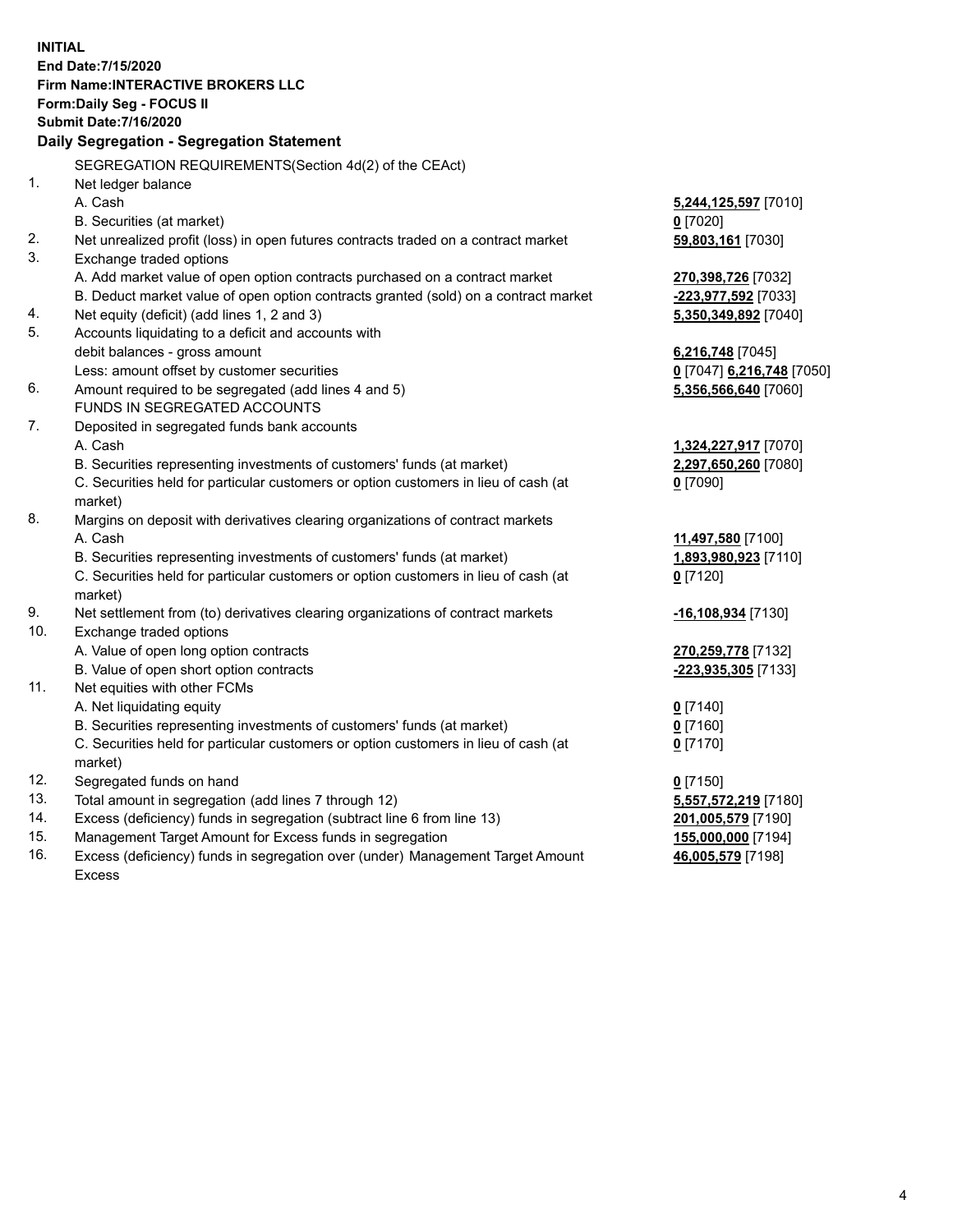**INITIAL**
**End Date:7/15/2020**
**Firm Name:INTERACTIVE BROKERS LLC**
**Form:Daily Seg - FOCUS II**
**Submit Date:7/16/2020**
**Daily Segregation - Segregation Statement**

SEGREGATION REQUIREMENTS(Section 4d(2) of the CEAct)

| | | |
|---|---|---|
| 1. | Net ledger balance | |
| | A. Cash | **5,244,125,597** [7010] |
| | B. Securities (at market) | **0** [7020] |
| 2. | Net unrealized profit (loss) in open futures contracts traded on a contract market | **59,803,161** [7030] |
| 3. | Exchange traded options | |
| | A. Add market value of open option contracts purchased on a contract market | **270,398,726** [7032] |
| | B. Deduct market value of open option contracts granted (sold) on a contract market | **-223,977,592** [7033] |
| 4. | Net equity (deficit) (add lines 1, 2 and 3) | **5,350,349,892** [7040] |
| 5. | Accounts liquidating to a deficit and accounts with | |
| | debit balances - gross amount | **6,216,748** [7045] |
| | Less: amount offset by customer securities | **0** [7047] **6,216,748** [7050] |
| 6. | Amount required to be segregated (add lines 4 and 5) | **5,356,566,640** [7060] |
| | FUNDS IN SEGREGATED ACCOUNTS | |
| 7. | Deposited in segregated funds bank accounts | |
| | A. Cash | **1,324,227,917** [7070] |
| | B. Securities representing investments of customers' funds (at market) | **2,297,650,260** [7080] |
| | C. Securities held for particular customers or option customers in lieu of cash (at market) | **0** [7090] |
| 8. | Margins on deposit with derivatives clearing organizations of contract markets | |
| | A. Cash | **11,497,580** [7100] |
| | B. Securities representing investments of customers' funds (at market) | **1,893,980,923** [7110] |
| | C. Securities held for particular customers or option customers in lieu of cash (at market) | **0** [7120] |
| 9. | Net settlement from (to) derivatives clearing organizations of contract markets | **-16,108,934** [7130] |
| 10. | Exchange traded options | |
| | A. Value of open long option contracts | **270,259,778** [7132] |
| | B. Value of open short option contracts | **-223,935,305** [7133] |
| 11. | Net equities with other FCMs | |
| | A. Net liquidating equity | **0** [7140] |
| | B. Securities representing investments of customers' funds (at market) | **0** [7160] |
| | C. Securities held for particular customers or option customers in lieu of cash (at market) | **0** [7170] |
| 12. | Segregated funds on hand | **0** [7150] |
| 13. | Total amount in segregation (add lines 7 through 12) | **5,557,572,219** [7180] |
| 14. | Excess (deficiency) funds in segregation (subtract line 6 from line 13) | **201,005,579** [7190] |
| 15. | Management Target Amount for Excess funds in segregation | **155,000,000** [7194] |
| 16. | Excess (deficiency) funds in segregation over (under) Management Target Amount Excess | **46,005,579** [7198] |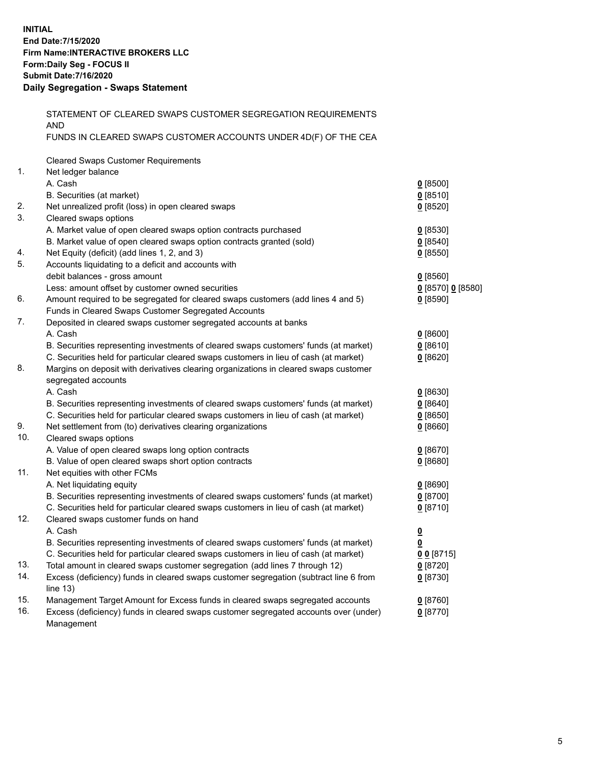**INITIAL**
**End Date:7/15/2020**
**Firm Name:INTERACTIVE BROKERS LLC**
**Form:Daily Seg - FOCUS II**
**Submit Date:7/16/2020**
**Daily Segregation - Swaps Statement**

STATEMENT OF CLEARED SWAPS CUSTOMER SEGREGATION REQUIREMENTS AND FUNDS IN CLEARED SWAPS CUSTOMER ACCOUNTS UNDER 4D(F) OF THE CEA

| | | |
|---|---|---|
| | Cleared Swaps Customer Requirements | |
| 1. | Net ledger balance | |
| | A. Cash | 0 [8500] |
| | B. Securities (at market) | 0 [8510] |
| 2. | Net unrealized profit (loss) in open cleared swaps | 0 [8520] |
| 3. | Cleared swaps options | |
| | A. Market value of open cleared swaps option contracts purchased | 0 [8530] |
| | B. Market value of open cleared swaps option contracts granted (sold) | 0 [8540] |
| 4. | Net Equity (deficit) (add lines 1, 2, and 3) | 0 [8550] |
| 5. | Accounts liquidating to a deficit and accounts with debit balances - gross amount | 0 [8560] |
| | Less: amount offset by customer owned securities | 0 [8570] 0 [8580] |
| 6. | Amount required to be segregated for cleared swaps customers (add lines 4 and 5) | 0 [8590] |
| | Funds in Cleared Swaps Customer Segregated Accounts | |
| 7. | Deposited in cleared swaps customer segregated accounts at banks | |
| | A. Cash | 0 [8600] |
| | B. Securities representing investments of cleared swaps customers' funds (at market) | 0 [8610] |
| | C. Securities held for particular cleared swaps customers in lieu of cash (at market) | 0 [8620] |
| 8. | Margins on deposit with derivatives clearing organizations in cleared swaps customer segregated accounts | |
| | A. Cash | 0 [8630] |
| | B. Securities representing investments of cleared swaps customers' funds (at market) | 0 [8640] |
| | C. Securities held for particular cleared swaps customers in lieu of cash (at market) | 0 [8650] |
| 9. | Net settlement from (to) derivatives clearing organizations | 0 [8660] |
| 10. | Cleared swaps options | |
| | A. Value of open cleared swaps long option contracts | 0 [8670] |
| | B. Value of open cleared swaps short option contracts | 0 [8680] |
| 11. | Net equities with other FCMs | |
| | A. Net liquidating equity | 0 [8690] |
| | B. Securities representing investments of cleared swaps customers' funds (at market) | 0 [8700] |
| | C. Securities held for particular cleared swaps customers in lieu of cash (at market) | 0 [8710] |
| 12. | Cleared swaps customer funds on hand | |
| | A. Cash | 0 |
| | B. Securities representing investments of cleared swaps customers' funds (at market) | 0 |
| | C. Securities held for particular cleared swaps customers in lieu of cash (at market) | 0 0 [8715] |
| 13. | Total amount in cleared swaps customer segregation (add lines 7 through 12) | 0 [8720] |
| 14. | Excess (deficiency) funds in cleared swaps customer segregation (subtract line 6 from line 13) | 0 [8730] |
| 15. | Management Target Amount for Excess funds in cleared swaps segregated accounts | 0 [8760] |
| 16. | Excess (deficiency) funds in cleared swaps customer segregated accounts over (under) Management | 0 [8770] |